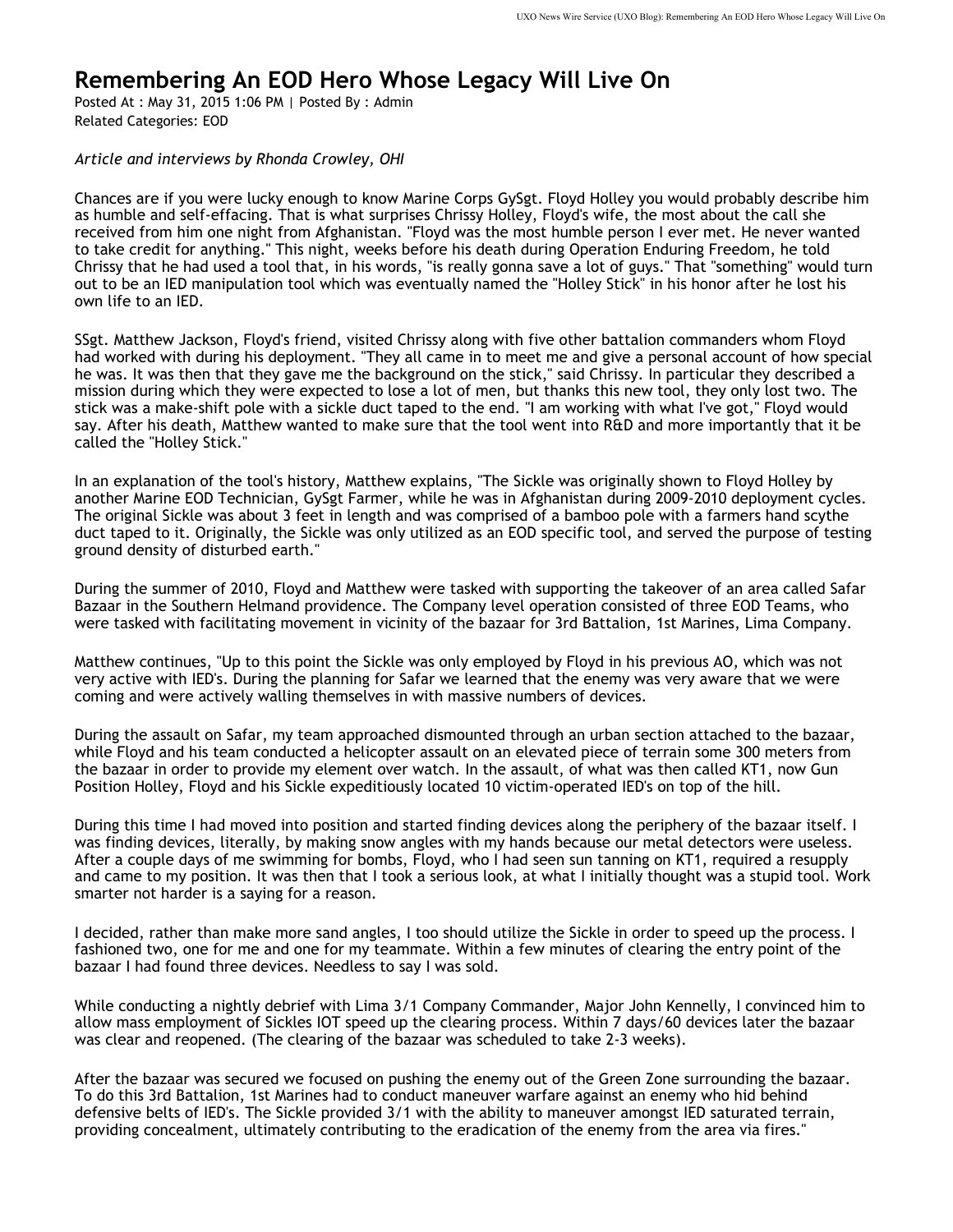# Remembering An EOD Hero Whose Legacy Will Live On

Posted At : May 31, 2015 1:06 PM | Posted By : Admin
Related Categories: EOD

*Article and interviews by Rhonda Crowley, OHI*

Chances are if you were lucky enough to know Marine Corps GySgt. Floyd Holley you would probably describe him as humble and self-effacing. That is what surprises Chrissy Holley, Floyd's wife, the most about the call she received from him one night from Afghanistan. "Floyd was the most humble person I ever met. He never wanted to take credit for anything." This night, weeks before his death during Operation Enduring Freedom, he told Chrissy that he had used a tool that, in his words, "is really gonna save a lot of guys." That "something" would turn out to be an IED manipulation tool which was eventually named the "Holley Stick" in his honor after he lost his own life to an IED.

SSgt. Matthew Jackson, Floyd's friend, visited Chrissy along with five other battalion commanders whom Floyd had worked with during his deployment. "They all came in to meet me and give a personal account of how special he was. It was then that they gave me the background on the stick," said Chrissy. In particular they described a mission during which they were expected to lose a lot of men, but thanks this new tool, they only lost two. The stick was a make-shift pole with a sickle duct taped to the end. "I am working with what I've got," Floyd would say. After his death, Matthew wanted to make sure that the tool went into R&D and more importantly that it be called the "Holley Stick."

In an explanation of the tool's history, Matthew explains, "The Sickle was originally shown to Floyd Holley by another Marine EOD Technician, GySgt Farmer, while he was in Afghanistan during 2009-2010 deployment cycles. The original Sickle was about 3 feet in length and was comprised of a bamboo pole with a farmers hand scythe duct taped to it. Originally, the Sickle was only utilized as an EOD specific tool, and served the purpose of testing ground density of disturbed earth."

During the summer of 2010, Floyd and Matthew were tasked with supporting the takeover of an area called Safar Bazaar in the Southern Helmand providence. The Company level operation consisted of three EOD Teams, who were tasked with facilitating movement in vicinity of the bazaar for 3rd Battalion, 1st Marines, Lima Company.

Matthew continues, "Up to this point the Sickle was only employed by Floyd in his previous AO, which was not very active with IED's. During the planning for Safar we learned that the enemy was very aware that we were coming and were actively walling themselves in with massive numbers of devices.

During the assault on Safar, my team approached dismounted through an urban section attached to the bazaar, while Floyd and his team conducted a helicopter assault on an elevated piece of terrain some 300 meters from the bazaar in order to provide my element over watch. In the assault, of what was then called KT1, now Gun Position Holley, Floyd and his Sickle expeditiously located 10 victim-operated IED's on top of the hill.

During this time I had moved into position and started finding devices along the periphery of the bazaar itself. I was finding devices, literally, by making snow angles with my hands because our metal detectors were useless. After a couple days of me swimming for bombs, Floyd, who I had seen sun tanning on KT1, required a resupply and came to my position. It was then that I took a serious look, at what I initially thought was a stupid tool. Work smarter not harder is a saying for a reason.

I decided, rather than make more sand angles, I too should utilize the Sickle in order to speed up the process. I fashioned two, one for me and one for my teammate. Within a few minutes of clearing the entry point of the bazaar I had found three devices. Needless to say I was sold.

While conducting a nightly debrief with Lima 3/1 Company Commander, Major John Kennelly, I convinced him to allow mass employment of Sickles IOT speed up the clearing process. Within 7 days/60 devices later the bazaar was clear and reopened. (The clearing of the bazaar was scheduled to take 2-3 weeks).

After the bazaar was secured we focused on pushing the enemy out of the Green Zone surrounding the bazaar. To do this 3rd Battalion, 1st Marines had to conduct maneuver warfare against an enemy who hid behind defensive belts of IED's. The Sickle provided 3/1 with the ability to maneuver amongst IED saturated terrain, providing concealment, ultimately contributing to the eradication of the enemy from the area via fires."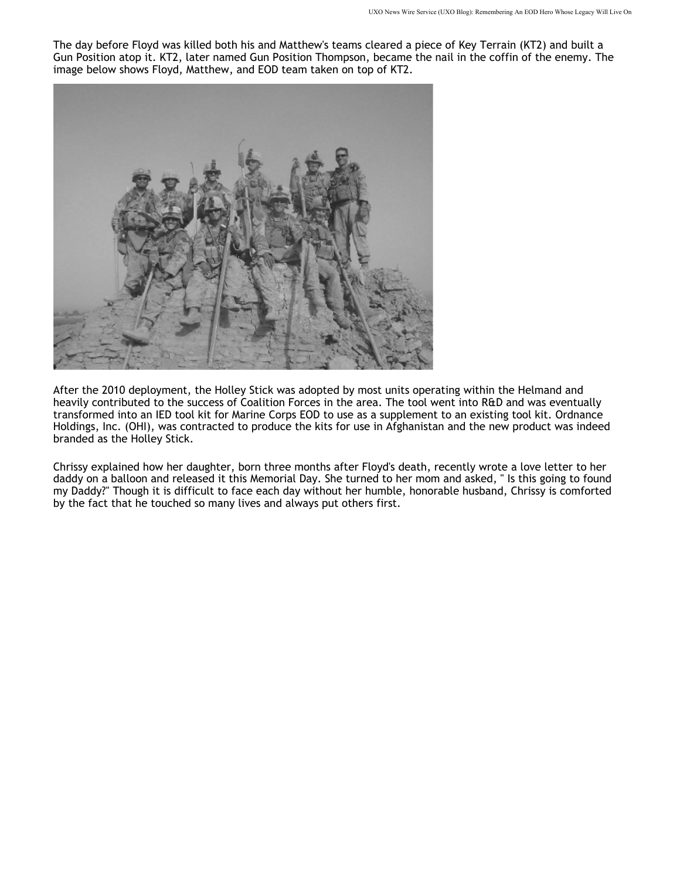The day before Floyd was killed both his and Matthew's teams cleared a piece of Key Terrain (KT2) and built a Gun Position atop it. KT2, later named Gun Position Thompson, became the nail in the coffin of the enemy. The image below shows Floyd, Matthew, and EOD team taken on top of KT2.

After the 2010 deployment, the Holley Stick was adopted by most units operating within the Helmand and heavily contributed to the success of Coalition Forces in the area. The tool went into R&D and was eventually transformed into an IED tool kit for Marine Corps EOD to use as a supplement to an existing tool kit. Ordnance Holdings, Inc. (OHI), was contracted to produce the kits for use in Afghanistan and the new product was indeed branded as the Holley Stick.

Chrissy explained how her daughter, born three months after Floyd's death, recently wrote a love letter to her daddy on a balloon and released it this Memorial Day. She turned to her mom and asked, " Is this going to found my Daddy?" Though it is difficult to face each day without her humble, honorable husband, Chrissy is comforted by the fact that he touched so many lives and always put others first.